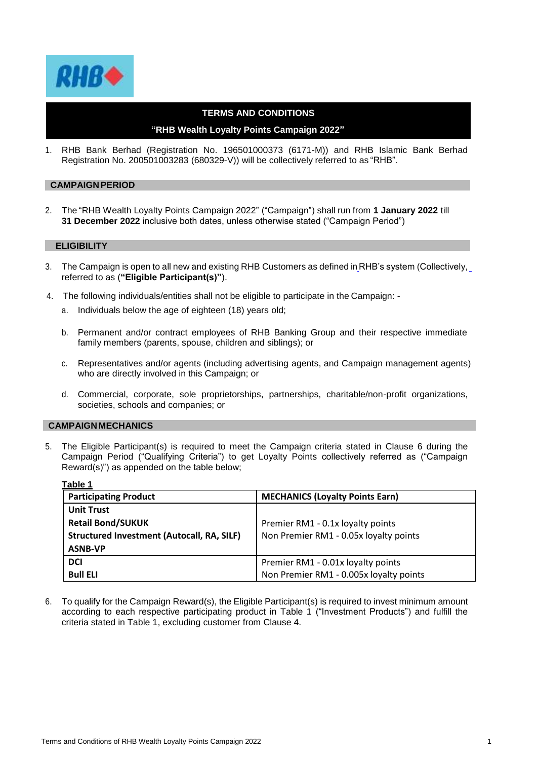# TERMS AND CONDITIONS

## "RHB Wealth Loyalty Points Campaign 2022"

1. RHB Bank Berhad (Registration No. 196501000373 (6171-M)) and RHB Islamic Bank Berhad Registration No. 200501003283 (680329-V)) will be collectively referred to as "RHB".

### CAMPAIGN PERIOD

2. The "RHB Wealth Loyalty Points Campaign 2022" ("Campaign") shall run from **1 January 2022** till **31 December 2022** inclusive both dates, unless otherwise stated ("Campaign Period")

### ELIGIBILITY

3. The Campaign is open to all new and existing RHB Customers as defined in RHB's system (Collectively, referred to as (**"Eligible Participant(s)"**).
4. The following individuals/entities shall not be eligible to participate in the Campaign: -
   a. Individuals below the age of eighteen (18) years old;
   b. Permanent and/or contract employees of RHB Banking Group and their respective immediate family members (parents, spouse, children and siblings); or
   c. Representatives and/or agents (including advertising agents, and Campaign management agents) who are directly involved in this Campaign; or
   d. Commercial, corporate, sole proprietorships, partnerships, charitable/non-profit organizations, societies, schools and companies; or

### CAMPAIGN MECHANICS

5. The Eligible Participant(s) is required to meet the Campaign criteria stated in Clause 6 during the Campaign Period ("Qualifying Criteria") to get Loyalty Points collectively referred as ("Campaign Reward(s)") as appended on the table below;

**Table 1**

| Participating Product | MECHANICS (Loyalty Points Earn) |
|---|---|
| **Unit Trust**<br>**Retail Bond/SUKUK**<br>**Structured Investment (Autocall, RA, SILF)**<br>**ASNB-VP** | Premier RM1 - 0.1x loyalty points<br>Non Premier RM1 - 0.05x loyalty points |
| **DCI**<br>**Bull ELI** | Premier RM1 - 0.01x loyalty points<br>Non Premier RM1 - 0.005x loyalty points |

6. To qualify for the Campaign Reward(s), the Eligible Participant(s) is required to invest minimum amount according to each respective participating product in Table 1 ("Investment Products") and fulfill the criteria stated in Table 1, excluding customer from Clause 4.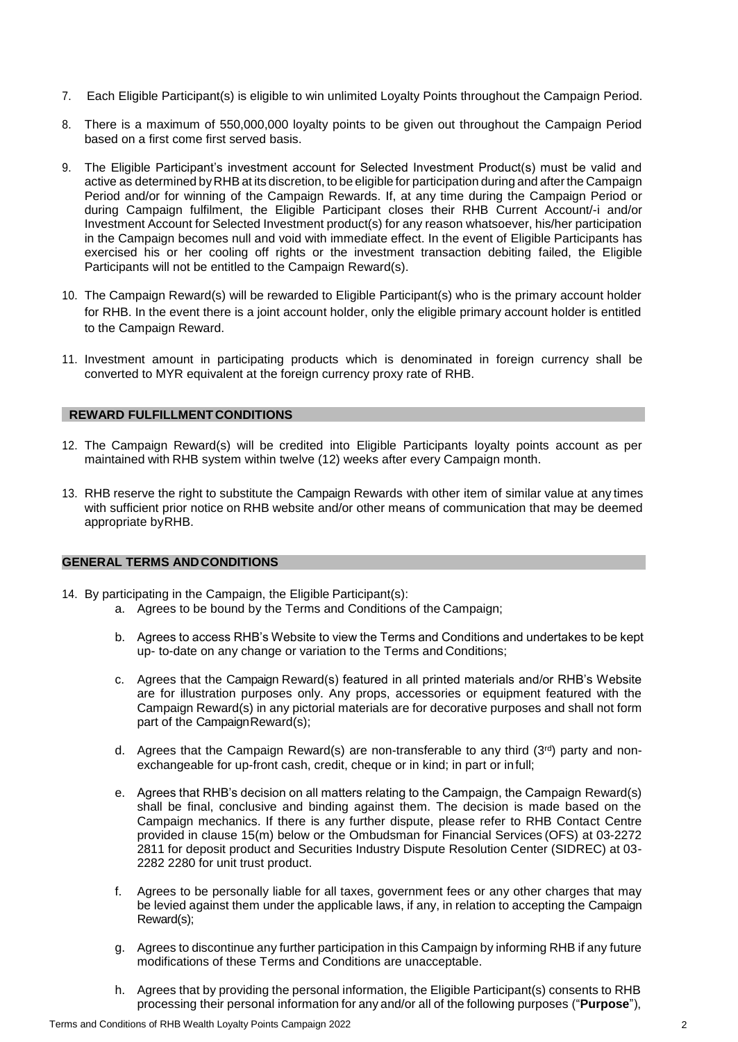7. Each Eligible Participant(s) is eligible to win unlimited Loyalty Points throughout the Campaign Period.

8. There is a maximum of 550,000,000 loyalty points to be given out throughout the Campaign Period based on a first come first served basis.

9. The Eligible Participant's investment account for Selected Investment Product(s) must be valid and active as determined by RHB at its discretion, to be eligible for participation during and after the Campaign Period and/or for winning of the Campaign Rewards. If, at any time during the Campaign Period or during Campaign fulfilment, the Eligible Participant closes their RHB Current Account/-i and/or Investment Account for Selected Investment product(s) for any reason whatsoever, his/her participation in the Campaign becomes null and void with immediate effect. In the event of Eligible Participants has exercised his or her cooling off rights or the investment transaction debiting failed, the Eligible Participants will not be entitled to the Campaign Reward(s).

10. The Campaign Reward(s) will be rewarded to Eligible Participant(s) who is the primary account holder for RHB. In the event there is a joint account holder, only the eligible primary account holder is entitled to the Campaign Reward.

11. Investment amount in participating products which is denominated in foreign currency shall be converted to MYR equivalent at the foreign currency proxy rate of RHB.

## REWARD FULFILLMENT CONDITIONS

12. The Campaign Reward(s) will be credited into Eligible Participants loyalty points account as per maintained with RHB system within twelve (12) weeks after every Campaign month.

13. RHB reserve the right to substitute the Campaign Rewards with other item of similar value at any times with sufficient prior notice on RHB website and/or other means of communication that may be deemed appropriate by RHB.

## GENERAL TERMS AND CONDITIONS

14. By participating in the Campaign, the Eligible Participant(s):
    a. Agrees to be bound by the Terms and Conditions of the Campaign;

    b. Agrees to access RHB's Website to view the Terms and Conditions and undertakes to be kept up- to-date on any change or variation to the Terms and Conditions;

    c. Agrees that the Campaign Reward(s) featured in all printed materials and/or RHB's Website are for illustration purposes only. Any props, accessories or equipment featured with the Campaign Reward(s) in any pictorial materials are for decorative purposes and shall not form part of the Campaign Reward(s);

    d. Agrees that the Campaign Reward(s) are non-transferable to any third (3[rd]) party and non-exchangeable for up-front cash, credit, cheque or in kind; in part or in full;

    e. Agrees that RHB's decision on all matters relating to the Campaign, the Campaign Reward(s) shall be final, conclusive and binding against them. The decision is made based on the Campaign mechanics. If there is any further dispute, please refer to RHB Contact Centre provided in clause 15(m) below or the Ombudsman for Financial Services (OFS) at 03-2272 2811 for deposit product and Securities Industry Dispute Resolution Center (SIDREC) at 03-2282 2280 for unit trust product.

    f. Agrees to be personally liable for all taxes, government fees or any other charges that may be levied against them under the applicable laws, if any, in relation to accepting the Campaign Reward(s);

    g. Agrees to discontinue any further participation in this Campaign by informing RHB if any future modifications of these Terms and Conditions are unacceptable.

    h. Agrees that by providing the personal information, the Eligible Participant(s) consents to RHB processing their personal information for any and/or all of the following purposes ("**Purpose**"),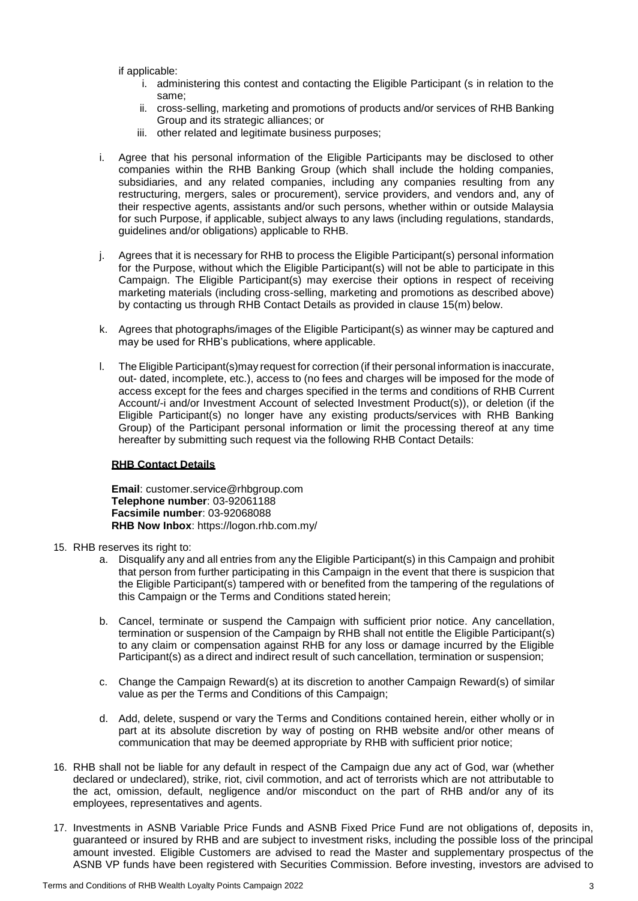if applicable:

i. administering this contest and contacting the Eligible Participant (s in relation to the same;
ii. cross-selling, marketing and promotions of products and/or services of RHB Banking Group and its strategic alliances; or
iii. other related and legitimate business purposes;

i. Agree that his personal information of the Eligible Participants may be disclosed to other companies within the RHB Banking Group (which shall include the holding companies, subsidiaries, and any related companies, including any companies resulting from any restructuring, mergers, sales or procurement), service providers, and vendors and, any of their respective agents, assistants and/or such persons, whether within or outside Malaysia for such Purpose, if applicable, subject always to any laws (including regulations, standards, guidelines and/or obligations) applicable to RHB.

j. Agrees that it is necessary for RHB to process the Eligible Participant(s) personal information for the Purpose, without which the Eligible Participant(s) will not be able to participate in this Campaign. The Eligible Participant(s) may exercise their options in respect of receiving marketing materials (including cross-selling, marketing and promotions as described above) by contacting us through RHB Contact Details as provided in clause 15(m) below.

k. Agrees that photographs/images of the Eligible Participant(s) as winner may be captured and may be used for RHB's publications, where applicable.

l. The Eligible Participant(s)may request for correction (if their personal information is inaccurate, out- dated, incomplete, etc.), access to (no fees and charges will be imposed for the mode of access except for the fees and charges specified in the terms and conditions of RHB Current Account/-i and/or Investment Account of selected Investment Product(s)), or deletion (if the Eligible Participant(s) no longer have any existing products/services with RHB Banking Group) of the Participant personal information or limit the processing thereof at any time hereafter by submitting such request via the following RHB Contact Details:

**RHB Contact Details**

**Email**: customer.service@rhbgroup.com
**Telephone number**: 03-92061188
**Facsimile number**: 03-92068088
**RHB Now Inbox**: https://logon.rhb.com.my/

15. RHB reserves its right to:

a. Disqualify any and all entries from any the Eligible Participant(s) in this Campaign and prohibit that person from further participating in this Campaign in the event that there is suspicion that the Eligible Participant(s) tampered with or benefited from the tampering of the regulations of this Campaign or the Terms and Conditions stated herein;

b. Cancel, terminate or suspend the Campaign with sufficient prior notice. Any cancellation, termination or suspension of the Campaign by RHB shall not entitle the Eligible Participant(s) to any claim or compensation against RHB for any loss or damage incurred by the Eligible Participant(s) as a direct and indirect result of such cancellation, termination or suspension;

c. Change the Campaign Reward(s) at its discretion to another Campaign Reward(s) of similar value as per the Terms and Conditions of this Campaign;

d. Add, delete, suspend or vary the Terms and Conditions contained herein, either wholly or in part at its absolute discretion by way of posting on RHB website and/or other means of communication that may be deemed appropriate by RHB with sufficient prior notice;

16. RHB shall not be liable for any default in respect of the Campaign due any act of God, war (whether declared or undeclared), strike, riot, civil commotion, and act of terrorists which are not attributable to the act, omission, default, negligence and/or misconduct on the part of RHB and/or any of its employees, representatives and agents.

17. Investments in ASNB Variable Price Funds and ASNB Fixed Price Fund are not obligations of, deposits in, guaranteed or insured by RHB and are subject to investment risks, including the possible loss of the principal amount invested. Eligible Customers are advised to read the Master and supplementary prospectus of the ASNB VP funds have been registered with Securities Commission. Before investing, investors are advised to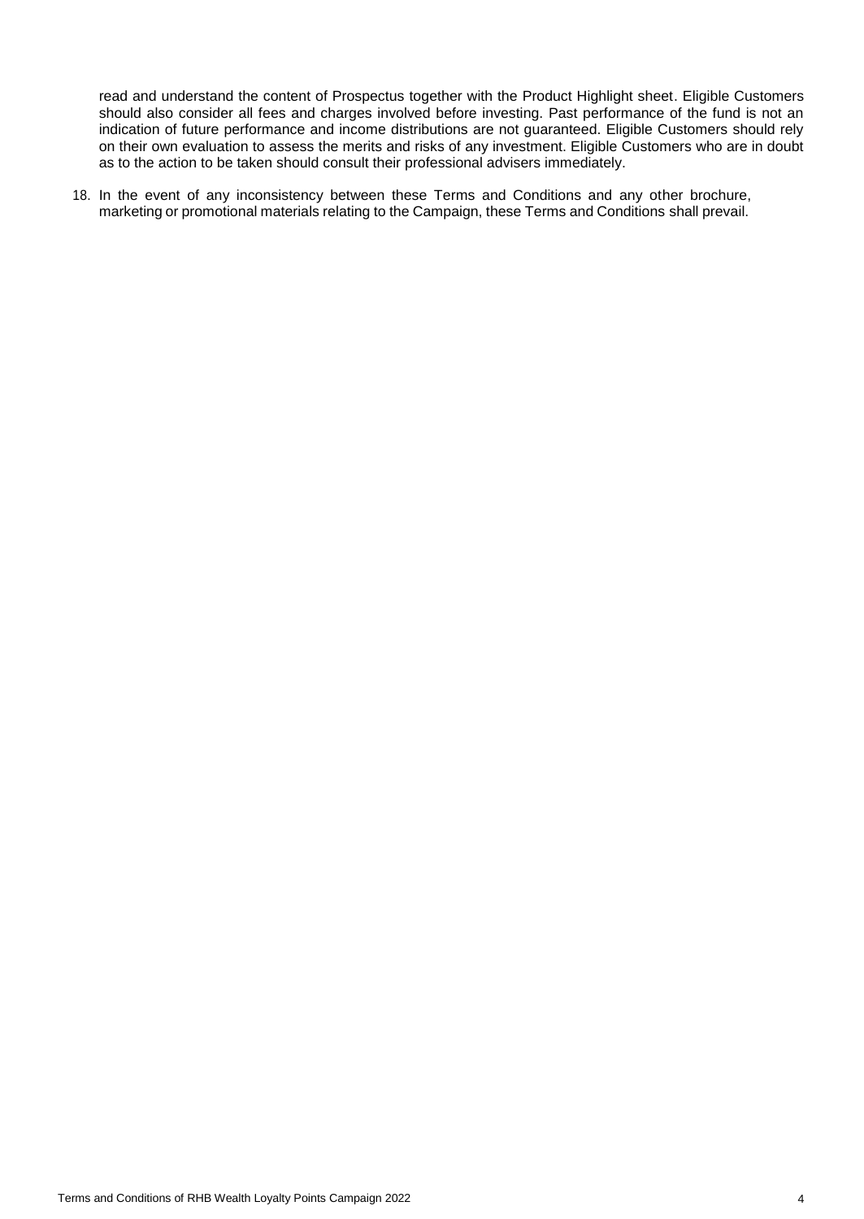read and understand the content of Prospectus together with the Product Highlight sheet. Eligible Customers should also consider all fees and charges involved before investing. Past performance of the fund is not an indication of future performance and income distributions are not guaranteed. Eligible Customers should rely on their own evaluation to assess the merits and risks of any investment. Eligible Customers who are in doubt as to the action to be taken should consult their professional advisers immediately.

18. In the event of any inconsistency between these Terms and Conditions and any other brochure, marketing or promotional materials relating to the Campaign, these Terms and Conditions shall prevail.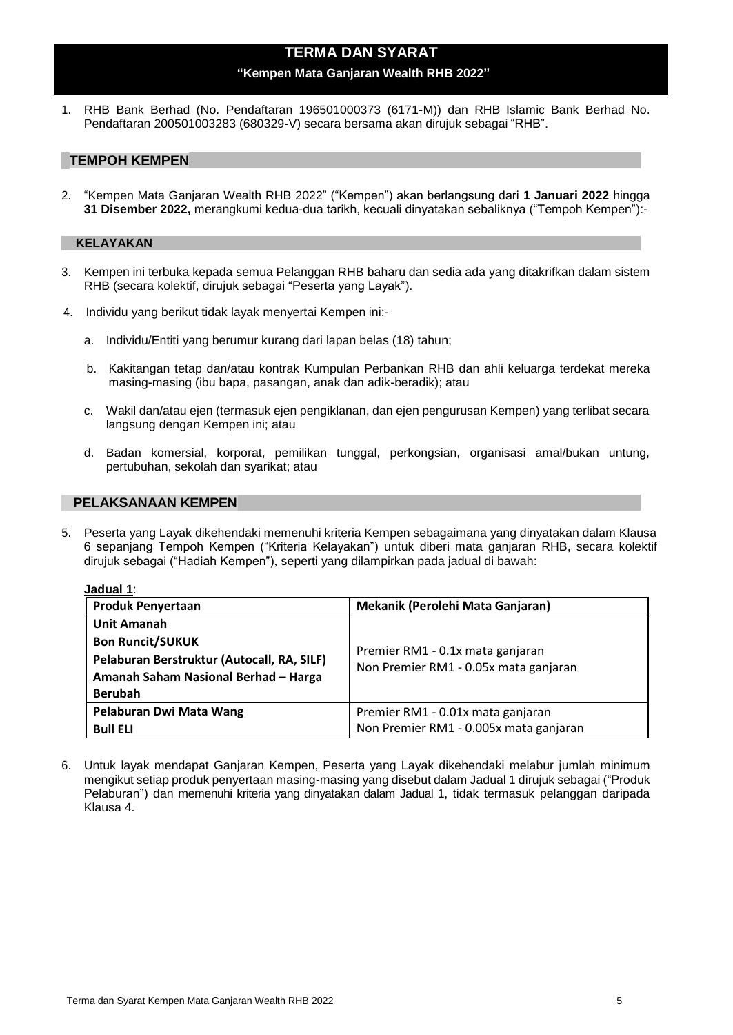# TERMA DAN SYARAT

## "Kempen Mata Ganjaran Wealth RHB 2022"

1. RHB Bank Berhad (No. Pendaftaran 196501000373 (6171-M)) dan RHB Islamic Bank Berhad No. Pendaftaran 200501003283 (680329-V) secara bersama akan dirujuk sebagai "RHB".

## TEMPOH KEMPEN

2. "Kempen Mata Ganjaran Wealth RHB 2022" ("Kempen") akan berlangsung dari **1 Januari 2022** hingga **31 Disember 2022,** merangkumi kedua-dua tarikh, kecuali dinyatakan sebaliknya ("Tempoh Kempen"):-

## KELAYAKAN

3. Kempen ini terbuka kepada semua Pelanggan RHB baharu dan sedia ada yang ditakrifkan dalam sistem RHB (secara kolektif, dirujuk sebagai "Peserta yang Layak").

4. Individu yang berikut tidak layak menyertai Kempen ini:-

   a. Individu/Entiti yang berumur kurang dari lapan belas (18) tahun;

   b. Kakitangan tetap dan/atau kontrak Kumpulan Perbankan RHB dan ahli keluarga terdekat mereka masing-masing (ibu bapa, pasangan, anak dan adik-beradik); atau

   c. Wakil dan/atau ejen (termasuk ejen pengiklanan, dan ejen pengurusan Kempen) yang terlibat secara langsung dengan Kempen ini; atau

   d. Badan komersial, korporat, pemilikan tunggal, perkongsian, organisasi amal/bukan untung, pertubuhan, sekolah dan syarikat; atau

## PELAKSANAAN KEMPEN

5. Peserta yang Layak dikehendaki memenuhi kriteria Kempen sebagaimana yang dinyatakan dalam Klausa 6 sepanjang Tempoh Kempen ("Kriteria Kelayakan") untuk diberi mata ganjaran RHB, secara kolektif dirujuk sebagai ("Hadiah Kempen"), seperti yang dilampirkan pada jadual di bawah:

**Jadual 1**:

| Produk Penyertaan | Mekanik (Perolehi Mata Ganjaran) |
|---|---|
| **Unit Amanah**<br>**Bon Runcit/SUKUK**<br>**Pelaburan Berstruktur (Autocall, RA, SILF)**<br>**Amanah Saham Nasional Berhad – Harga Berubah** | Premier RM1 - 0.1x mata ganjaran<br>Non Premier RM1 - 0.05x mata ganjaran |
| **Pelaburan Dwi Mata Wang**<br>**Bull ELI** | Premier RM1 - 0.01x mata ganjaran<br>Non Premier RM1 - 0.005x mata ganjaran |

6. Untuk layak mendapat Ganjaran Kempen, Peserta yang Layak dikehendaki melabur jumlah minimum mengikut setiap produk penyertaan masing-masing yang disebut dalam Jadual 1 dirujuk sebagai ("Produk Pelaburan") dan memenuhi kriteria yang dinyatakan dalam Jadual 1, tidak termasuk pelanggan daripada Klausa 4.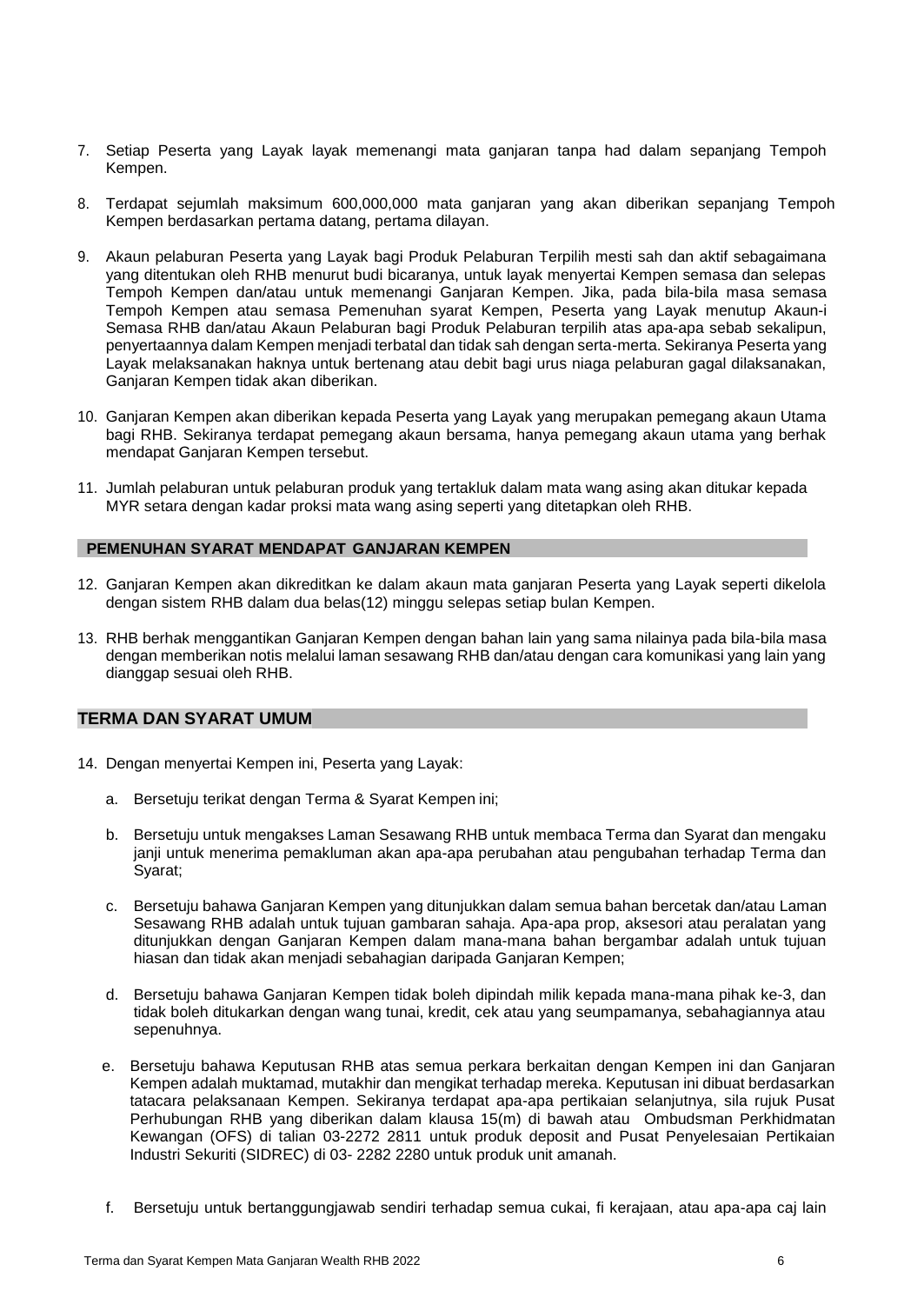7. Setiap Peserta yang Layak layak memenangi mata ganjaran tanpa had dalam sepanjang Tempoh Kempen.

8. Terdapat sejumlah maksimum 600,000,000 mata ganjaran yang akan diberikan sepanjang Tempoh Kempen berdasarkan pertama datang, pertama dilayan.

9. Akaun pelaburan Peserta yang Layak bagi Produk Pelaburan Terpilih mesti sah dan aktif sebagaimana yang ditentukan oleh RHB menurut budi bicaranya, untuk layak menyertai Kempen semasa dan selepas Tempoh Kempen dan/atau untuk memenangi Ganjaran Kempen. Jika, pada bila-bila masa semasa Tempoh Kempen atau semasa Pemenuhan syarat Kempen, Peserta yang Layak menutup Akaun-i Semasa RHB dan/atau Akaun Pelaburan bagi Produk Pelaburan terpilih atas apa-apa sebab sekalipun, penyertaannya dalam Kempen menjadi terbatal dan tidak sah dengan serta-merta. Sekiranya Peserta yang Layak melaksanakan haknya untuk bertenang atau debit bagi urus niaga pelaburan gagal dilaksanakan, Ganjaran Kempen tidak akan diberikan.

10. Ganjaran Kempen akan diberikan kepada Peserta yang Layak yang merupakan pemegang akaun Utama bagi RHB. Sekiranya terdapat pemegang akaun bersama, hanya pemegang akaun utama yang berhak mendapat Ganjaran Kempen tersebut.

11. Jumlah pelaburan untuk pelaburan produk yang tertakluk dalam mata wang asing akan ditukar kepada MYR setara dengan kadar proksi mata wang asing seperti yang ditetapkan oleh RHB.

## PEMENUHAN SYARAT MENDAPAT GANJARAN KEMPEN

12. Ganjaran Kempen akan dikreditkan ke dalam akaun mata ganjaran Peserta yang Layak seperti dikelola dengan sistem RHB dalam dua belas(12) minggu selepas setiap bulan Kempen.

13. RHB berhak menggantikan Ganjaran Kempen dengan bahan lain yang sama nilainya pada bila-bila masa dengan memberikan notis melalui laman sesawang RHB dan/atau dengan cara komunikasi yang lain yang dianggap sesuai oleh RHB.

## TERMA DAN SYARAT UMUM

14. Dengan menyertai Kempen ini, Peserta yang Layak:

    a. Bersetuju terikat dengan Terma & Syarat Kempen ini;

    b. Bersetuju untuk mengakses Laman Sesawang RHB untuk membaca Terma dan Syarat dan mengaku janji untuk menerima pemakluman akan apa-apa perubahan atau pengubahan terhadap Terma dan Syarat;

    c. Bersetuju bahawa Ganjaran Kempen yang ditunjukkan dalam semua bahan bercetak dan/atau Laman Sesawang RHB adalah untuk tujuan gambaran sahaja. Apa-apa prop, aksesori atau peralatan yang ditunjukkan dengan Ganjaran Kempen dalam mana-mana bahan bergambar adalah untuk tujuan hiasan dan tidak akan menjadi sebahagian daripada Ganjaran Kempen;

    d. Bersetuju bahawa Ganjaran Kempen tidak boleh dipindah milik kepada mana-mana pihak ke-3, dan tidak boleh ditukarkan dengan wang tunai, kredit, cek atau yang seumpamanya, sebahagiannya atau sepenuhnya.

    e. Bersetuju bahawa Keputusan RHB atas semua perkara berkaitan dengan Kempen ini dan Ganjaran Kempen adalah muktamad, mutakhir dan mengikat terhadap mereka. Keputusan ini dibuat berdasarkan tatacara pelaksanaan Kempen. Sekiranya terdapat apa-apa pertikaian selanjutnya, sila rujuk Pusat Perhubungan RHB yang diberikan dalam klausa 15(m) di bawah atau Ombudsman Perkhidmatan Kewangan (OFS) di talian 03-2272 2811 untuk produk deposit and Pusat Penyelesaian Pertikaian Industri Sekuriti (SIDREC) di 03- 2282 2280 untuk produk unit amanah.

    f. Bersetuju untuk bertanggungjawab sendiri terhadap semua cukai, fi kerajaan, atau apa-apa caj lain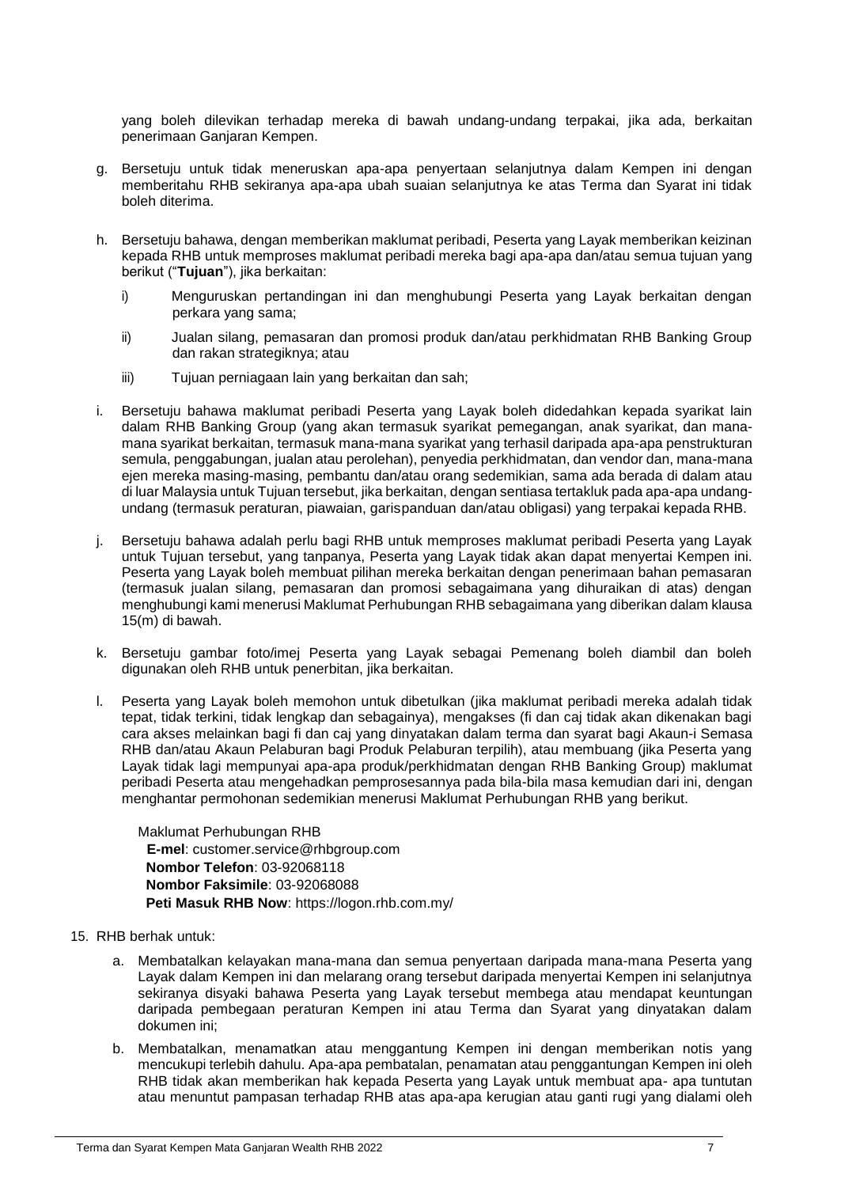yang boleh dilevikan terhadap mereka di bawah undang-undang terpakai, jika ada, berkaitan penerimaan Ganjaran Kempen.

g. Bersetuju untuk tidak meneruskan apa-apa penyertaan selanjutnya dalam Kempen ini dengan memberitahu RHB sekiranya apa-apa ubah suaian selanjutnya ke atas Terma dan Syarat ini tidak boleh diterima.

h. Bersetuju bahawa, dengan memberikan maklumat peribadi, Peserta yang Layak memberikan keizinan kepada RHB untuk memproses maklumat peribadi mereka bagi apa-apa dan/atau semua tujuan yang berikut ("**Tujuan**"), jika berkaitan:

   i) Menguruskan pertandingan ini dan menghubungi Peserta yang Layak berkaitan dengan perkara yang sama;

   ii) Jualan silang, pemasaran dan promosi produk dan/atau perkhidmatan RHB Banking Group dan rakan strategiknya; atau

   iii) Tujuan perniagaan lain yang berkaitan dan sah;

i. Bersetuju bahawa maklumat peribadi Peserta yang Layak boleh didedahkan kepada syarikat lain dalam RHB Banking Group (yang akan termasuk syarikat pemegangan, anak syarikat, dan mana-mana syarikat berkaitan, termasuk mana-mana syarikat yang terhasil daripada apa-apa penstrukturan semula, penggabungan, jualan atau perolehan), penyedia perkhidmatan, dan vendor dan, mana-mana ejen mereka masing-masing, pembantu dan/atau orang sedemikian, sama ada berada di dalam atau di luar Malaysia untuk Tujuan tersebut, jika berkaitan, dengan sentiasa tertakluk pada apa-apa undang-undang (termasuk peraturan, piawaian, garispanduan dan/atau obligasi) yang terpakai kepada RHB.

j. Bersetuju bahawa adalah perlu bagi RHB untuk memproses maklumat peribadi Peserta yang Layak untuk Tujuan tersebut, yang tanpanya, Peserta yang Layak tidak akan dapat menyertai Kempen ini. Peserta yang Layak boleh membuat pilihan mereka berkaitan dengan penerimaan bahan pemasaran (termasuk jualan silang, pemasaran dan promosi sebagaimana yang dihuraikan di atas) dengan menghubungi kami menerusi Maklumat Perhubungan RHB sebagaimana yang diberikan dalam klausa 15(m) di bawah.

k. Bersetuju gambar foto/imej Peserta yang Layak sebagai Pemenang boleh diambil dan boleh digunakan oleh RHB untuk penerbitan, jika berkaitan.

l. Peserta yang Layak boleh memohon untuk dibetulkan (jika maklumat peribadi mereka adalah tidak tepat, tidak terkini, tidak lengkap dan sebagainya), mengakses (fi dan caj tidak akan dikenakan bagi cara akses melainkan bagi fi dan caj yang dinyatakan dalam terma dan syarat bagi Akaun-i Semasa RHB dan/atau Akaun Pelaburan bagi Produk Pelaburan terpilih), atau membuang (jika Peserta yang Layak tidak lagi mempunyai apa-apa produk/perkhidmatan dengan RHB Banking Group) maklumat peribadi Peserta atau mengehadkan pemprosesannya pada bila-bila masa kemudian dari ini, dengan menghantar permohonan sedemikian menerusi Maklumat Perhubungan RHB yang berikut.

   Maklumat Perhubungan RHB
   **E-mel**: customer.service@rhbgroup.com
   **Nombor Telefon**: 03-92068118
   **Nombor Faksimile**: 03-92068088
   **Peti Masuk RHB Now**: https://logon.rhb.com.my/

15. RHB berhak untuk:

   a. Membatalkan kelayakan mana-mana dan semua penyertaan daripada mana-mana Peserta yang Layak dalam Kempen ini dan melarang orang tersebut daripada menyertai Kempen ini selanjutnya sekiranya disyaki bahawa Peserta yang Layak tersebut membega atau mendapat keuntungan daripada pembegaan peraturan Kempen ini atau Terma dan Syarat yang dinyatakan dalam dokumen ini;

   b. Membatalkan, menamatkan atau menggantung Kempen ini dengan memberikan notis yang mencukupi terlebih dahulu. Apa-apa pembatalan, penamatan atau penggantungan Kempen ini oleh RHB tidak akan memberikan hak kepada Peserta yang Layak untuk membuat apa- apa tuntutan atau menuntut pampasan terhadap RHB atas apa-apa kerugian atau ganti rugi yang dialami oleh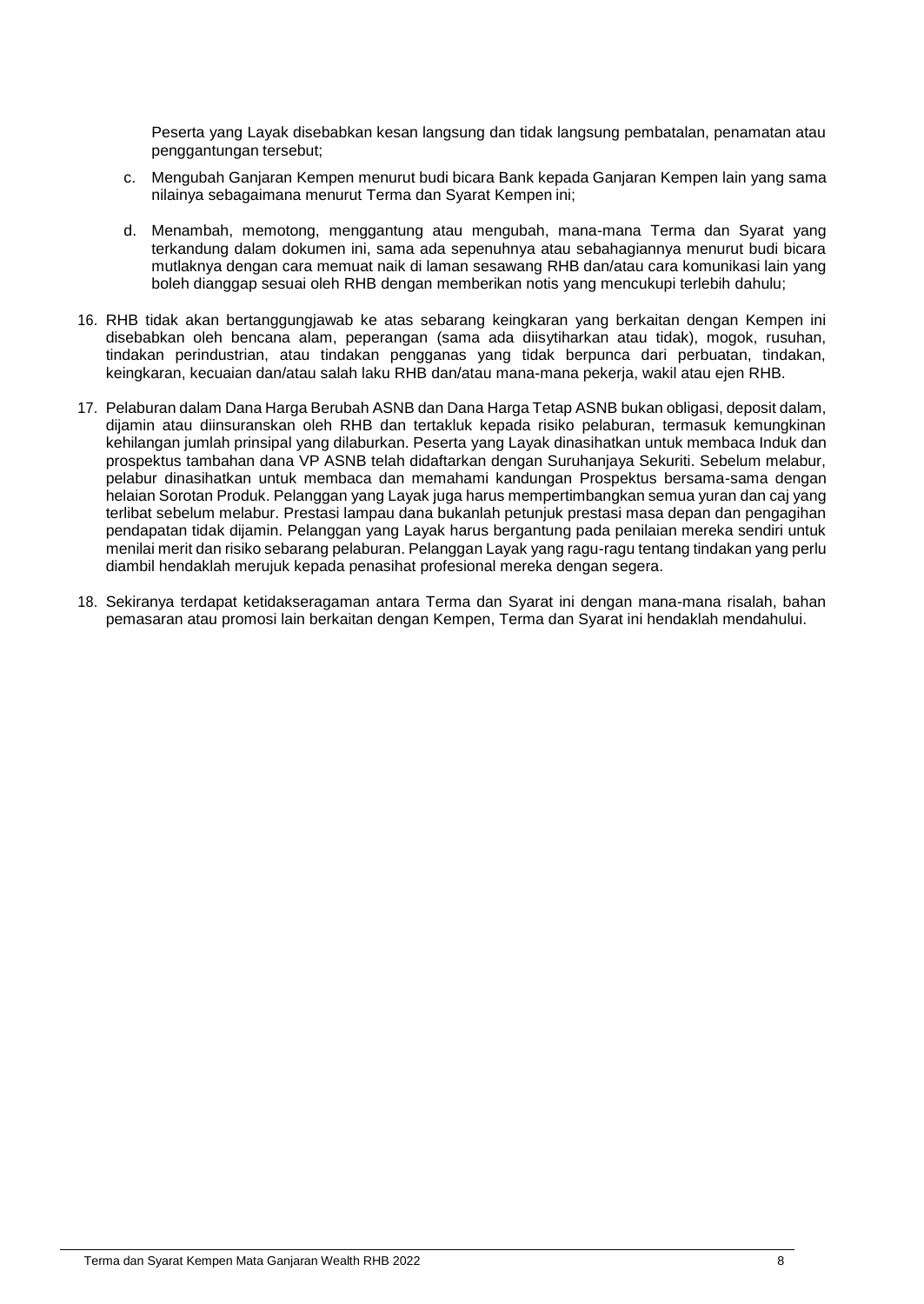Peserta yang Layak disebabkan kesan langsung dan tidak langsung pembatalan, penamatan atau penggantungan tersebut;

c. Mengubah Ganjaran Kempen menurut budi bicara Bank kepada Ganjaran Kempen lain yang sama nilainya sebagaimana menurut Terma dan Syarat Kempen ini;

d. Menambah, memotong, menggantung atau mengubah, mana-mana Terma dan Syarat yang terkandung dalam dokumen ini, sama ada sepenuhnya atau sebahagiannya menurut budi bicara mutlaknya dengan cara memuat naik di laman sesawang RHB dan/atau cara komunikasi lain yang boleh dianggap sesuai oleh RHB dengan memberikan notis yang mencukupi terlebih dahulu;

16. RHB tidak akan bertanggungjawab ke atas sebarang keingkaran yang berkaitan dengan Kempen ini disebabkan oleh bencana alam, peperangan (sama ada diisytiharkan atau tidak), mogok, rusuhan, tindakan perindustrian, atau tindakan pengganas yang tidak berpunca dari perbuatan, tindakan, keingkaran, kecuaian dan/atau salah laku RHB dan/atau mana-mana pekerja, wakil atau ejen RHB.

17. Pelaburan dalam Dana Harga Berubah ASNB dan Dana Harga Tetap ASNB bukan obligasi, deposit dalam, dijamin atau diinsuranskan oleh RHB dan tertakluk kepada risiko pelaburan, termasuk kemungkinan kehilangan jumlah prinsipal yang dilaburkan. Peserta yang Layak dinasihatkan untuk membaca Induk dan prospektus tambahan dana VP ASNB telah didaftarkan dengan Suruhanjaya Sekuriti. Sebelum melabur, pelabur dinasihatkan untuk membaca dan memahami kandungan Prospektus bersama-sama dengan helaian Sorotan Produk. Pelanggan yang Layak juga harus mempertimbangkan semua yuran dan caj yang terlibat sebelum melabur. Prestasi lampau dana bukanlah petunjuk prestasi masa depan dan pengagihan pendapatan tidak dijamin. Pelanggan yang Layak harus bergantung pada penilaian mereka sendiri untuk menilai merit dan risiko sebarang pelaburan. Pelanggan Layak yang ragu-ragu tentang tindakan yang perlu diambil hendaklah merujuk kepada penasihat profesional mereka dengan segera.

18. Sekiranya terdapat ketidakseragaman antara Terma dan Syarat ini dengan mana-mana risalah, bahan pemasaran atau promosi lain berkaitan dengan Kempen, Terma dan Syarat ini hendaklah mendahului.